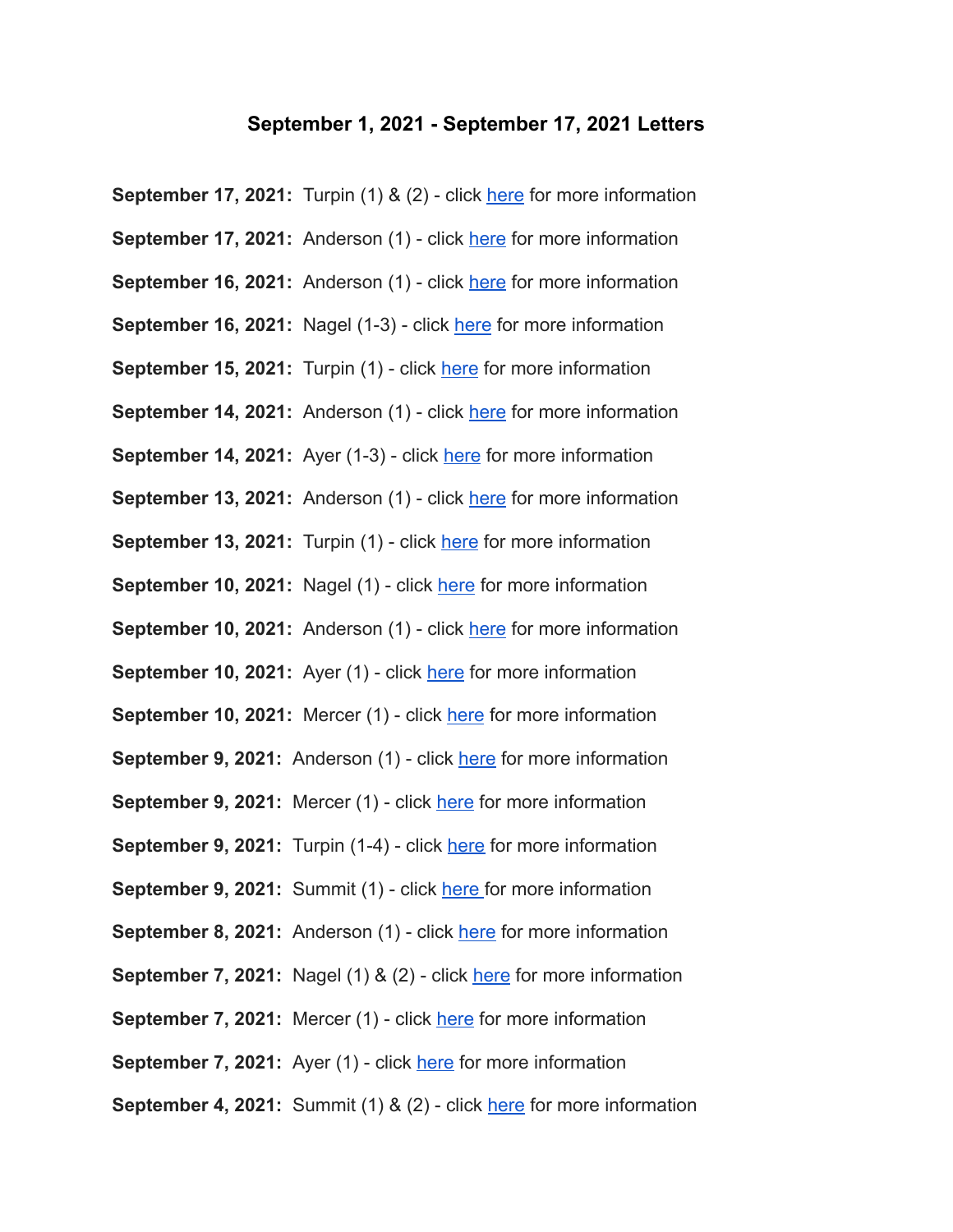## September 1, 2021 - September 17, 2021 Letters

**September 17, 2021:** Turpin (1) & (2) - click here for more information

**September 17, 2021:** Anderson (1) - click here for more information

**September 16, 2021:** Anderson (1) - click here for more information

**September 16, 2021:** Nagel (1-3) - click here for more information

**September 15, 2021:** Turpin (1) - click here for more information

**September 14, 2021:** Anderson (1) - click here for more information

**September 14, 2021:** Ayer (1-3) - click here for more information

**September 13, 2021:** Anderson (1) - click here for more information

**September 13, 2021:** Turpin (1) - click here for more information

**September 10, 2021:** Nagel (1) - click here for more information

**September 10, 2021:** Anderson (1) - click here for more information

**September 10, 2021:** Ayer (1) - click here for more information

**September 10, 2021:** Mercer (1) - click here for more information

**September 9, 2021:** Anderson (1) - click here for more information

**September 9, 2021:** Mercer (1) - click here for more information

**September 9, 2021:** Turpin (1-4) - click here for more information

**September 9, 2021:** Summit (1) - click here for more information

**September 8, 2021:** Anderson (1) - click here for more information

**September 7, 2021:** Nagel (1) & (2) - click here for more information

**September 7, 2021:** Mercer (1) - click here for more information

**September 7, 2021:** Ayer (1) - click here for more information

**September 4, 2021:** Summit (1) & (2) - click here for more information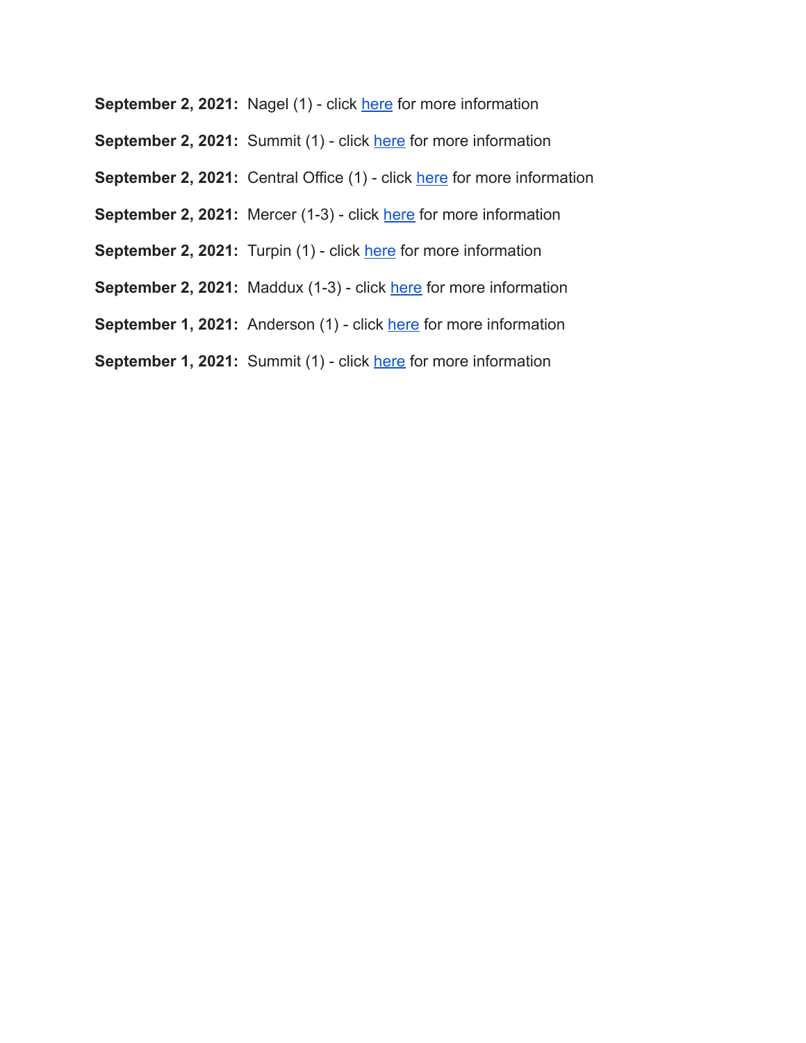**September 2, 2021:** Nagel (1) - click here for more information

**September 2, 2021:** Summit (1) - click here for more information

**September 2, 2021:** Central Office (1) - click here for more information

**September 2, 2021:** Mercer (1-3) - click here for more information

**September 2, 2021:** Turpin (1) - click here for more information

**September 2, 2021:** Maddux (1-3) - click here for more information

**September 1, 2021:** Anderson (1) - click here for more information

**September 1, 2021:** Summit (1) - click here for more information